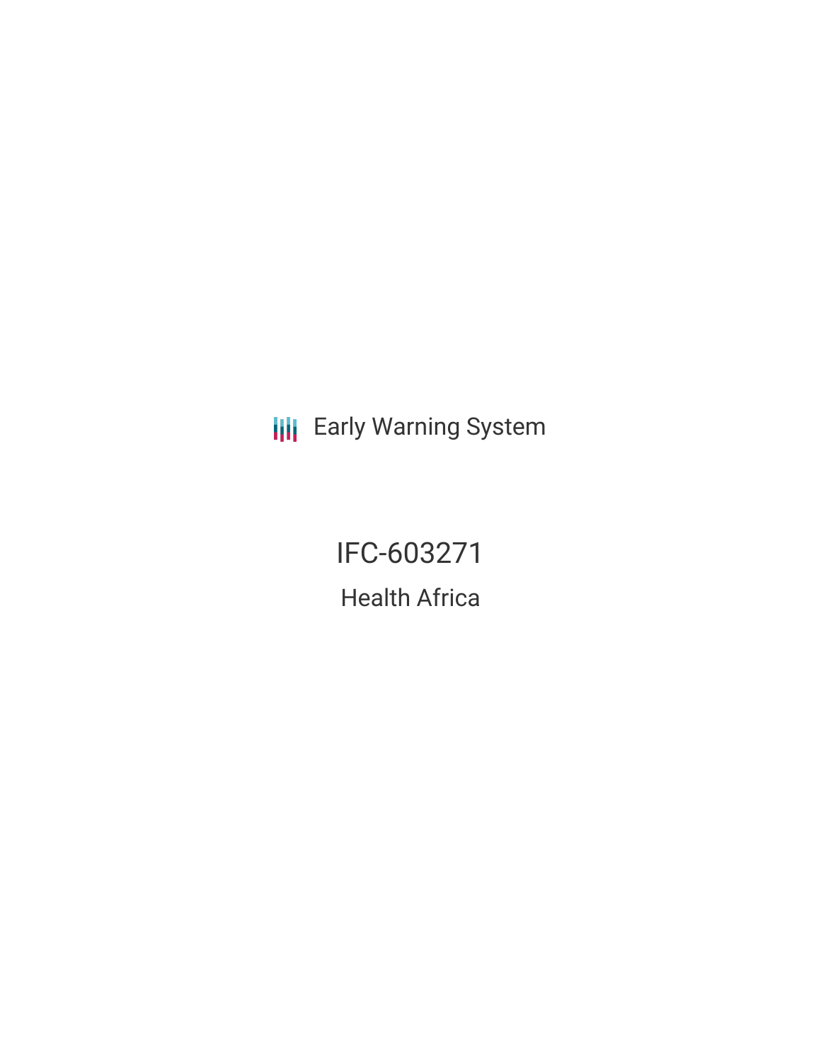Early Warning System

# IFC-603271

## Health Africa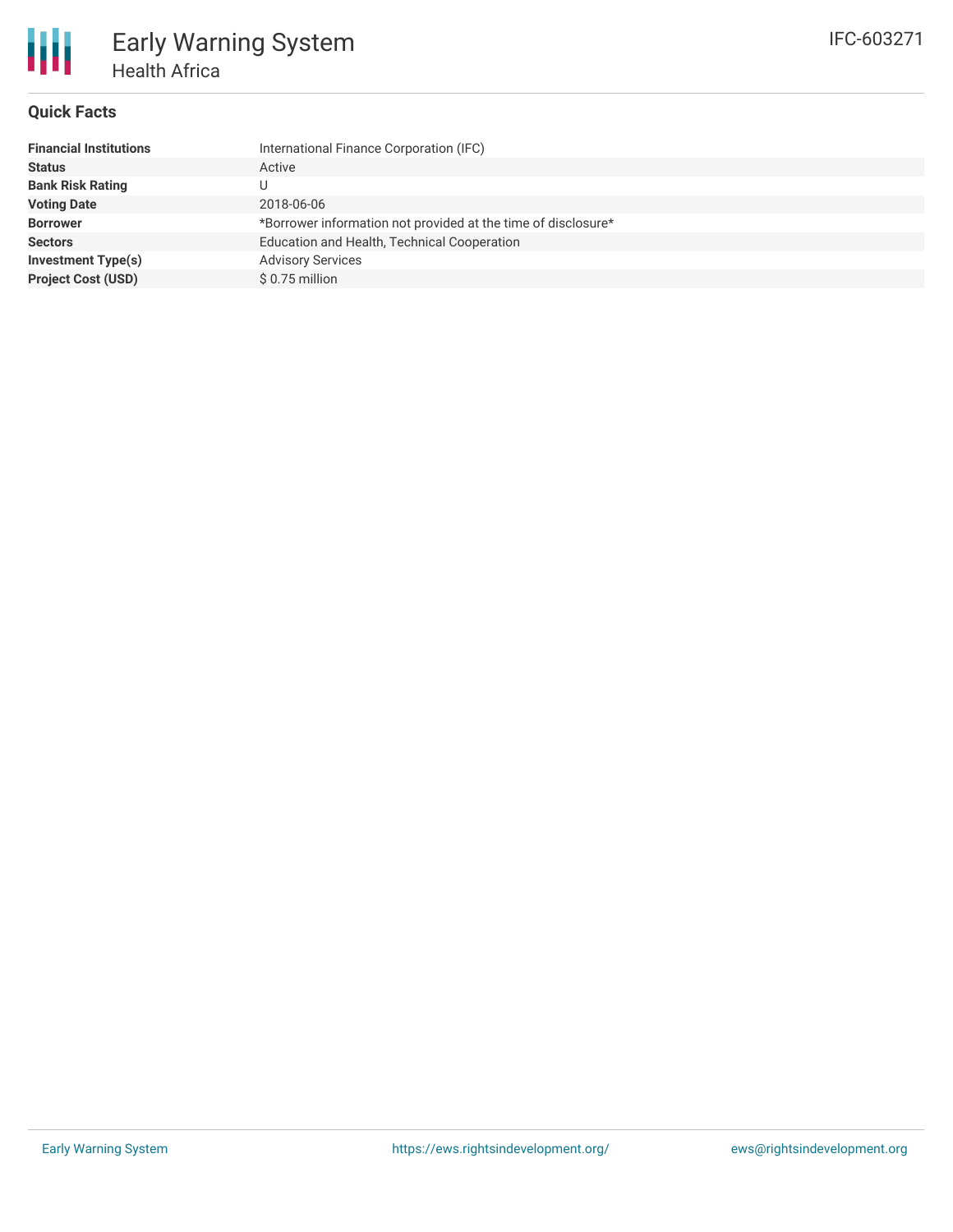# Early Warning System

## Health Africa

IFC-603271

### Quick Facts

| | |
|---|---|
| **Financial Institutions** | International Finance Corporation (IFC) |
| **Status** | Active |
| **Bank Risk Rating** | U |
| **Voting Date** | 2018-06-06 |
| **Borrower** | *Borrower information not provided at the time of disclosure* |
| **Sectors** | Education and Health, Technical Cooperation |
| **Investment Type(s)** | Advisory Services |
| **Project Cost (USD)** | $ 0.75 million |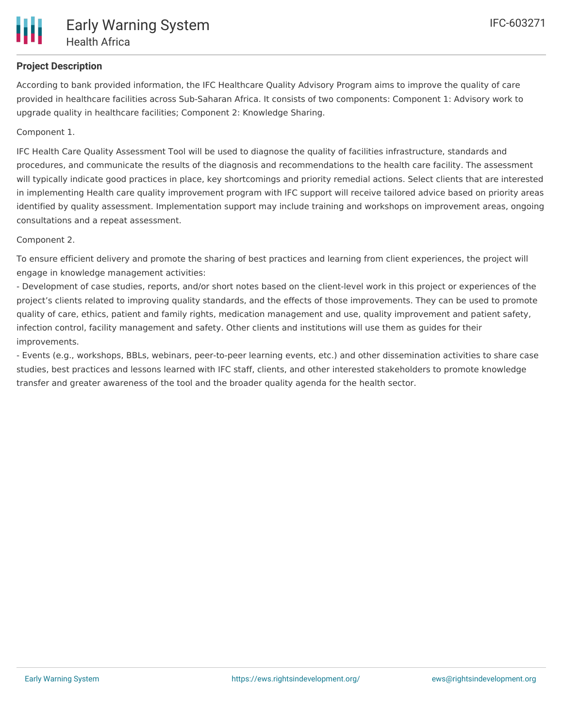**Project Description**

According to bank provided information, the IFC Healthcare Quality Advisory Program aims to improve the quality of care provided in healthcare facilities across Sub-Saharan Africa. It consists of two components: Component 1: Advisory work to upgrade quality in healthcare facilities; Component 2: Knowledge Sharing.

Component 1.

IFC Health Care Quality Assessment Tool will be used to diagnose the quality of facilities infrastructure, standards and procedures, and communicate the results of the diagnosis and recommendations to the health care facility. The assessment will typically indicate good practices in place, key shortcomings and priority remedial actions. Select clients that are interested in implementing Health care quality improvement program with IFC support will receive tailored advice based on priority areas identified by quality assessment. Implementation support may include training and workshops on improvement areas, ongoing consultations and a repeat assessment.

Component 2.

To ensure efficient delivery and promote the sharing of best practices and learning from client experiences, the project will engage in knowledge management activities:

- Development of case studies, reports, and/or short notes based on the client-level work in this project or experiences of the project's clients related to improving quality standards, and the effects of those improvements. They can be used to promote quality of care, ethics, patient and family rights, medication management and use, quality improvement and patient safety, infection control, facility management and safety. Other clients and institutions will use them as guides for their improvements.
- Events (e.g., workshops, BBLs, webinars, peer-to-peer learning events, etc.) and other dissemination activities to share case studies, best practices and lessons learned with IFC staff, clients, and other interested stakeholders to promote knowledge transfer and greater awareness of the tool and the broader quality agenda for the health sector.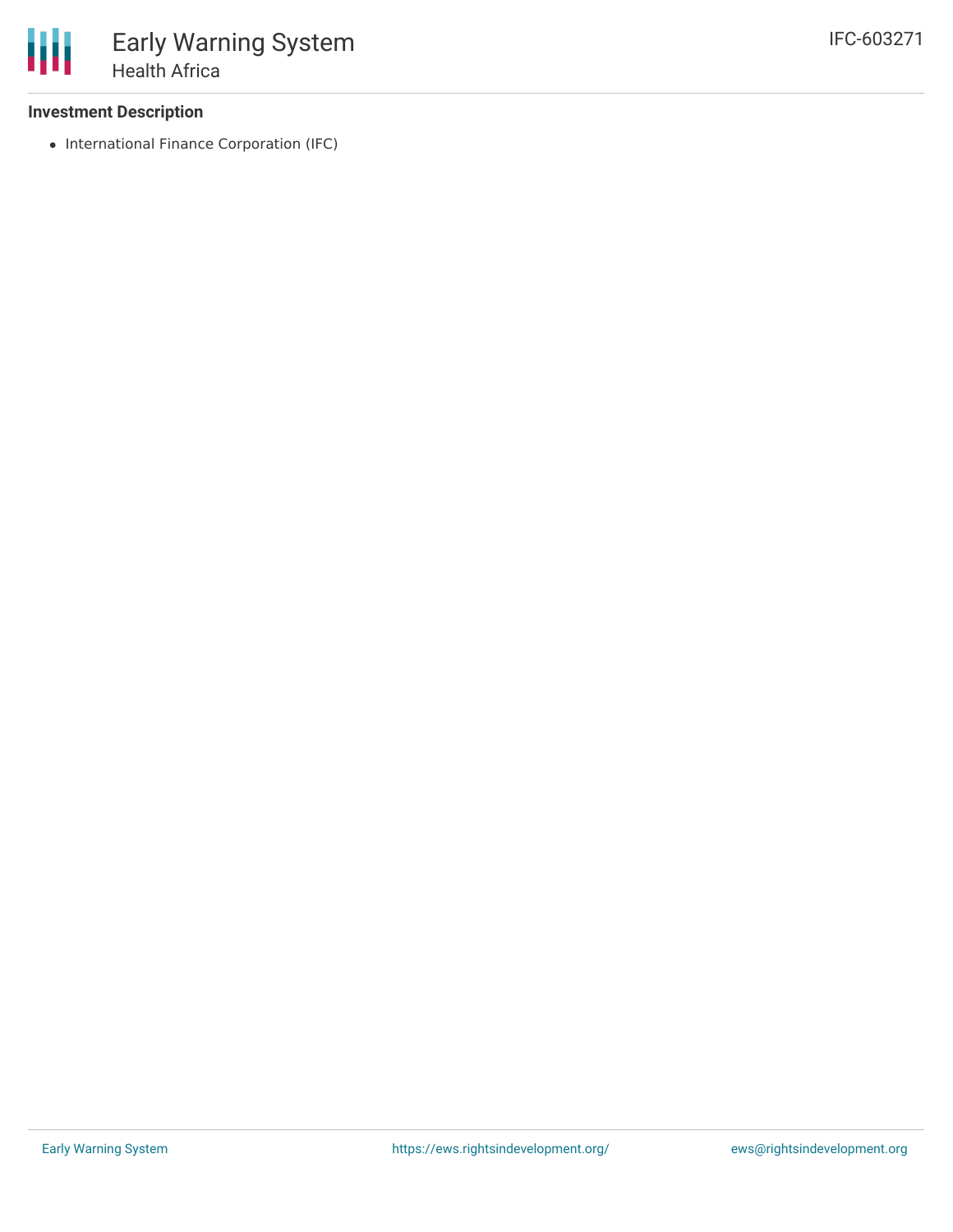### Investment Description

- International Finance Corporation (IFC)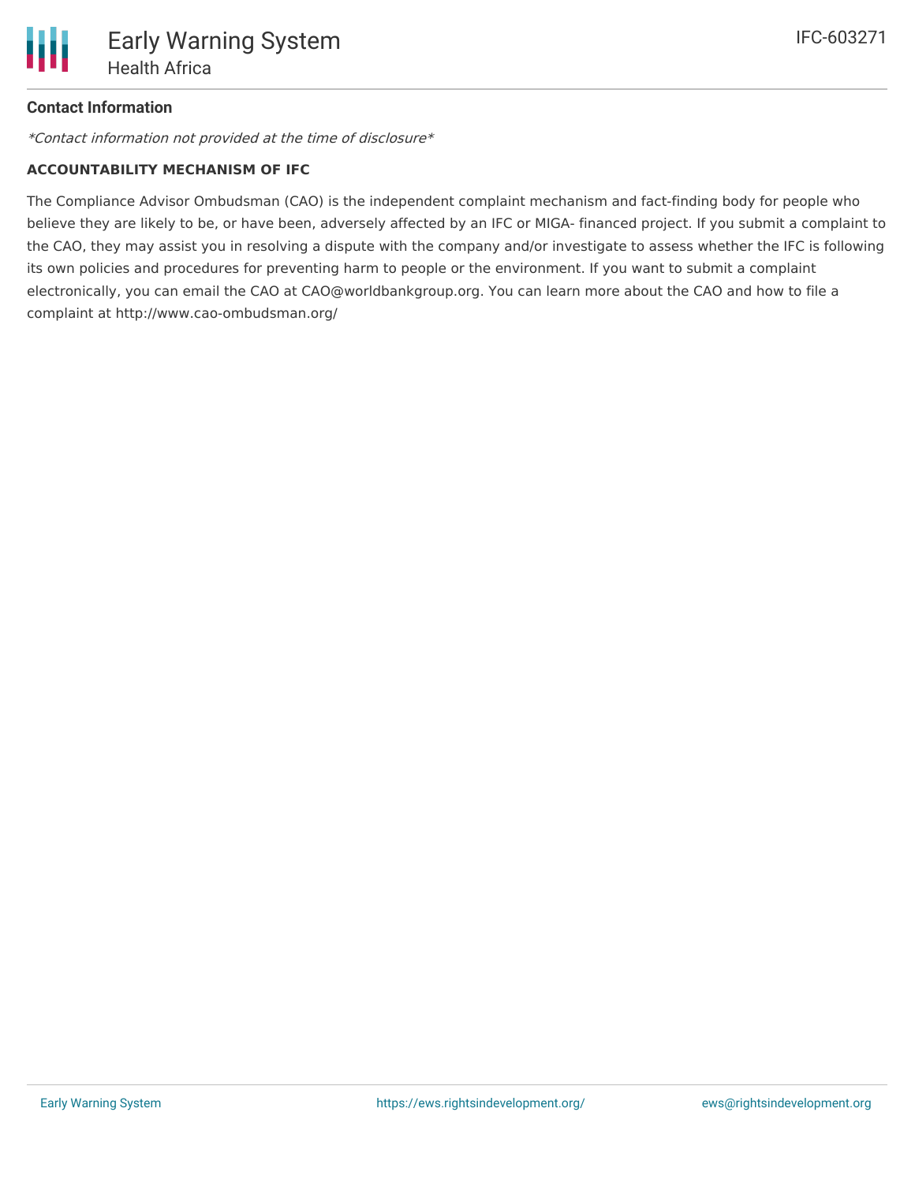**Contact Information**

*Contact information not provided at the time of disclosure*

**ACCOUNTABILITY MECHANISM OF IFC**

The Compliance Advisor Ombudsman (CAO) is the independent complaint mechanism and fact-finding body for people who believe they are likely to be, or have been, adversely affected by an IFC or MIGA- financed project. If you submit a complaint to the CAO, they may assist you in resolving a dispute with the company and/or investigate to assess whether the IFC is following its own policies and procedures for preventing harm to people or the environment. If you want to submit a complaint electronically, you can email the CAO at CAO@worldbankgroup.org. You can learn more about the CAO and how to file a complaint at http://www.cao-ombudsman.org/